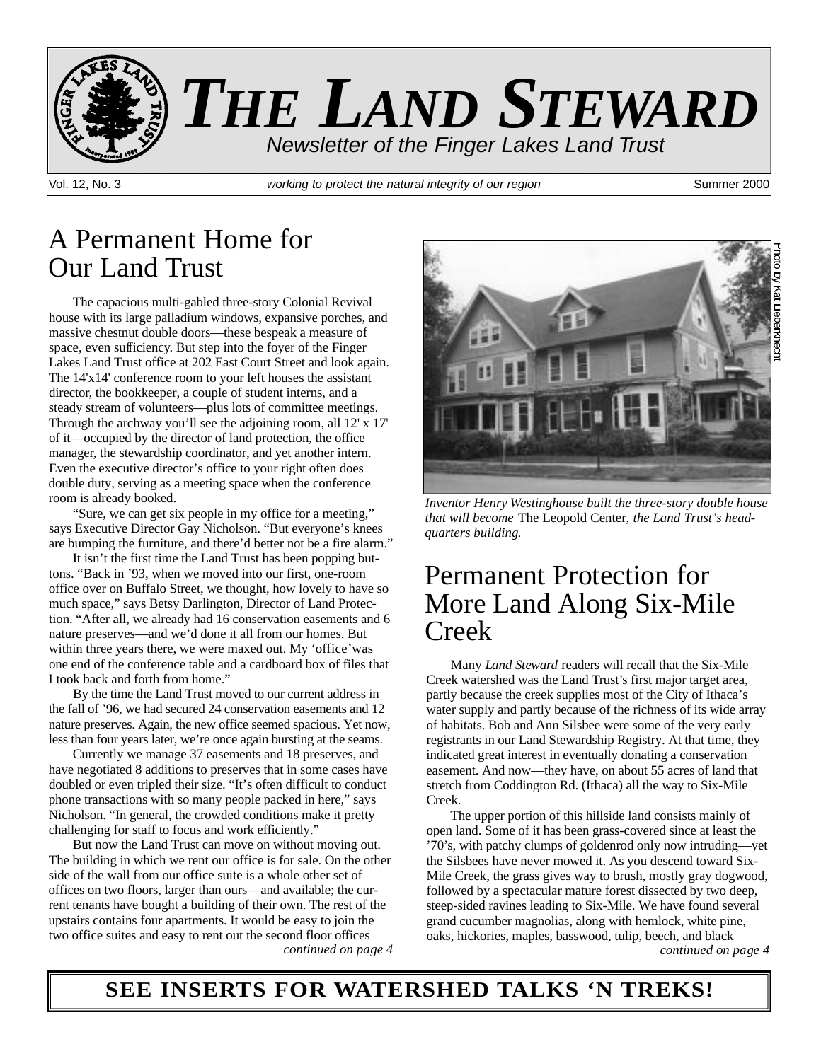# THE LAND STEWARD

*Newsletter of the Finger Lakes Land Trust*

Vol. 12, No. 3 — *working to protect the natural integrity of our region* — Summer 2000

## A Permanent Home for Our Land Trust

The capacious multi-gabled three-story Colonial Revival house with its large palladium windows, expansive porches, and massive chestnut double doors—these bespeak a measure of space, even sufficiency. But step into the foyer of the Finger Lakes Land Trust office at 202 East Court Street and look again. The 14'x14' conference room to your left houses the assistant director, the bookkeeper, a couple of student interns, and a steady stream of volunteers—plus lots of committee meetings. Through the archway you'll see the adjoining room, all 12' x 17' of it—occupied by the director of land protection, the office manager, the stewardship coordinator, and yet another intern. Even the executive director's office to your right often does double duty, serving as a meeting space when the conference room is already booked.

"Sure, we can get six people in my office for a meeting," says Executive Director Gay Nicholson. "But everyone's knees are bumping the furniture, and there'd better not be a fire alarm."

It isn't the first time the Land Trust has been popping buttons. "Back in '93, when we moved into our first, one-room office over on Buffalo Street, we thought, how lovely to have so much space," says Betsy Darlington, Director of Land Protection. "After all, we already had 16 conservation easements and 6 nature preserves—and we'd done it all from our homes. But within three years there, we were maxed out. My 'office' was one end of the conference table and a cardboard box of files that I took back and forth from home."

By the time the Land Trust moved to our current address in the fall of '96, we had secured 24 conservation easements and 12 nature preserves. Again, the new office seemed spacious. Yet now, less than four years later, we're once again bursting at the seams.

Currently we manage 37 easements and 18 preserves, and have negotiated 8 additions to preserves that in some cases have doubled or even tripled their size. "It's often difficult to conduct phone transactions with so many people packed in here," says Nicholson. "In general, the crowded conditions make it pretty challenging for staff to focus and work efficiently."

But now the Land Trust can move on without moving out. The building in which we rent our office is for sale. On the other side of the wall from our office suite is a whole other set of offices on two floors, larger than ours—and available; the current tenants have bought a building of their own. The rest of the upstairs contains four apartments. It would be easy to join the two office suites and easy to rent out the second floor offices

*continued on page 4*

Photo by Kat Liebenknecht

*Inventor Henry Westinghouse built the three-story double house that will become* The Leopold Center, *the Land Trust's headquarters building.*

## Permanent Protection for More Land Along Six-Mile Creek

Many *Land Steward* readers will recall that the Six-Mile Creek watershed was the Land Trust's first major target area, partly because the creek supplies most of the City of Ithaca's water supply and partly because of the richness of its wide array of habitats. Bob and Ann Silsbee were some of the very early registrants in our Land Stewardship Registry. At that time, they indicated great interest in eventually donating a conservation easement. And now—they have, on about 55 acres of land that stretch from Coddington Rd. (Ithaca) all the way to Six-Mile Creek.

The upper portion of this hillside land consists mainly of open land. Some of it has been grass-covered since at least the '70's, with patchy clumps of goldenrod only now intruding—yet the Silsbees have never mowed it. As you descend toward Six-Mile Creek, the grass gives way to brush, mostly gray dogwood, followed by a spectacular mature forest dissected by two deep, steep-sided ravines leading to Six-Mile. We have found several grand cucumber magnolias, along with hemlock, white pine, oaks, hickories, maples, basswood, tulip, beech, and black

*continued on page 4*

**SEE INSERTS FOR WATERSHED TALKS 'N TREKS!**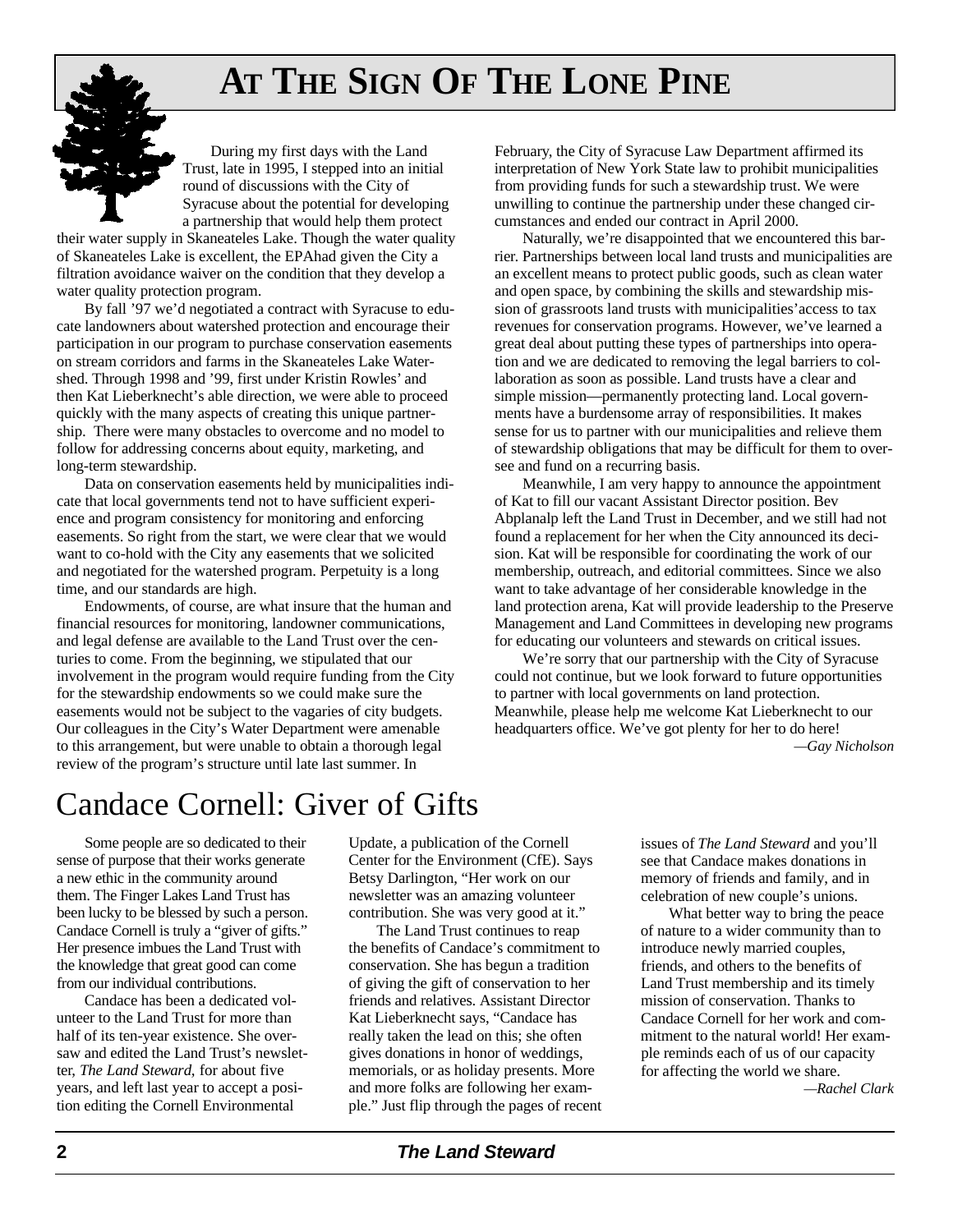# AT THE SIGN OF THE LONE PINE

During my first days with the Land Trust, late in 1995, I stepped into an initial round of discussions with the City of Syracuse about the potential for developing a partnership that would help them protect their water supply in Skaneateles Lake. Though the water quality of Skaneateles Lake is excellent, the EPAhad given the City a filtration avoidance waiver on the condition that they develop a water quality protection program.

By fall '97 we'd negotiated a contract with Syracuse to educate landowners about watershed protection and encourage their participation in our program to purchase conservation easements on stream corridors and farms in the Skaneateles Lake Watershed. Through 1998 and '99, first under Kristin Rowles' and then Kat Lieberknecht's able direction, we were able to proceed quickly with the many aspects of creating this unique partnership. There were many obstacles to overcome and no model to follow for addressing concerns about equity, marketing, and long-term stewardship.

Data on conservation easements held by municipalities indicate that local governments tend not to have sufficient experience and program consistency for monitoring and enforcing easements. So right from the start, we were clear that we would want to co-hold with the City any easements that we solicited and negotiated for the watershed program. Perpetuity is a long time, and our standards are high.

Endowments, of course, are what insure that the human and financial resources for monitoring, landowner communications, and legal defense are available to the Land Trust over the centuries to come. From the beginning, we stipulated that our involvement in the program would require funding from the City for the stewardship endowments so we could make sure the easements would not be subject to the vagaries of city budgets. Our colleagues in the City's Water Department were amenable to this arrangement, but were unable to obtain a thorough legal review of the program's structure until late last summer. In February, the City of Syracuse Law Department affirmed its interpretation of New York State law to prohibit municipalities from providing funds for such a stewardship trust. We were unwilling to continue the partnership under these changed circumstances and ended our contract in April 2000.

Naturally, we're disappointed that we encountered this barrier. Partnerships between local land trusts and municipalities are an excellent means to protect public goods, such as clean water and open space, by combining the skills and stewardship mission of grassroots land trusts with municipalities'access to tax revenues for conservation programs. However, we've learned a great deal about putting these types of partnerships into operation and we are dedicated to removing the legal barriers to collaboration as soon as possible. Land trusts have a clear and simple mission—permanently protecting land. Local governments have a burdensome array of responsibilities. It makes sense for us to partner with our municipalities and relieve them of stewardship obligations that may be difficult for them to oversee and fund on a recurring basis.

Meanwhile, I am very happy to announce the appointment of Kat to fill our vacant Assistant Director position. Bev Abplanalp left the Land Trust in December, and we still had not found a replacement for her when the City announced its decision. Kat will be responsible for coordinating the work of our membership, outreach, and editorial committees. Since we also want to take advantage of her considerable knowledge in the land protection arena, Kat will provide leadership to the Preserve Management and Land Committees in developing new programs for educating our volunteers and stewards on critical issues.

We're sorry that our partnership with the City of Syracuse could not continue, but we look forward to future opportunities to partner with local governments on land protection. Meanwhile, please help me welcome Kat Lieberknecht to our headquarters office. We've got plenty for her to do here!

*—Gay Nicholson*

# Candace Cornell: Giver of Gifts

Some people are so dedicated to their sense of purpose that their works generate a new ethic in the community around them. The Finger Lakes Land Trust has been lucky to be blessed by such a person. Candace Cornell is truly a "giver of gifts." Her presence imbues the Land Trust with the knowledge that great good can come from our individual contributions.

Candace has been a dedicated volunteer to the Land Trust for more than half of its ten-year existence. She oversaw and edited the Land Trust's newsletter, *The Land Steward,* for about five years, and left last year to accept a position editing the Cornell Environmental Update, a publication of the Cornell Center for the Environment (CfE). Says Betsy Darlington, "Her work on our newsletter was an amazing volunteer contribution. She was very good at it."

The Land Trust continues to reap the benefits of Candace's commitment to conservation. She has begun a tradition of giving the gift of conservation to her friends and relatives. Assistant Director Kat Lieberknecht says, "Candace has really taken the lead on this; she often gives donations in honor of weddings, memorials, or as holiday presents. More and more folks are following her example." Just flip through the pages of recent issues of *The Land Steward* and you'll see that Candace makes donations in memory of friends and family, and in celebration of new couple's unions.

What better way to bring the peace of nature to a wider community than to introduce newly married couples, friends, and others to the benefits of Land Trust membership and its timely mission of conservation. Thanks to Candace Cornell for her work and commitment to the natural world! Her example reminds each of us of our capacity for affecting the world we share.

*—Rachel Clark*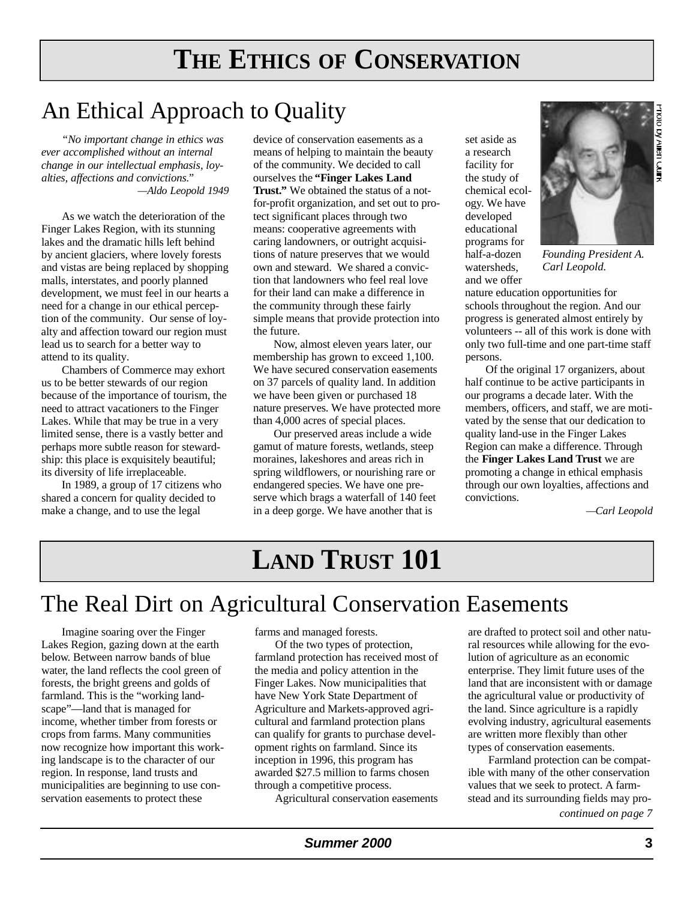# THE ETHICS OF CONSERVATION

## An Ethical Approach to Quality

*"No important change in ethics was ever accomplished without an internal change in our intellectual emphasis, loyalties, affections and convictions."*
*—Aldo Leopold 1949*

As we watch the deterioration of the Finger Lakes Region, with its stunning lakes and the dramatic hills left behind by ancient glaciers, where lovely forests and vistas are being replaced by shopping malls, interstates, and poorly planned development, we must feel in our hearts a need for a change in our ethical perception of the community. Our sense of loyalty and affection toward our region must lead us to search for a better way to attend to its quality.

Chambers of Commerce may exhort us to be better stewards of our region because of the importance of tourism, the need to attract vacationers to the Finger Lakes. While that may be true in a very limited sense, there is a vastly better and perhaps more subtle reason for stewardship: this place is exquisitely beautiful; its diversity of life irreplaceable.

In 1989, a group of 17 citizens who shared a concern for quality decided to make a change, and to use the legal device of conservation easements as a means of helping to maintain the beauty of the community. We decided to call ourselves the **"Finger Lakes Land Trust."** We obtained the status of a not-for-profit organization, and set out to protect significant places through two means: cooperative agreements with caring landowners, or outright acquisitions of nature preserves that we would own and steward. We shared a conviction that landowners who feel real love for their land can make a difference in the community through these fairly simple means that provide protection into the future.

Now, almost eleven years later, our membership has grown to exceed 1,100. We have secured conservation easements on 37 parcels of quality land. In addition we have been given or purchased 18 nature preserves. We have protected more than 4,000 acres of special places.

Our preserved areas include a wide gamut of mature forests, wetlands, steep moraines, lakeshores and areas rich in spring wildflowers, or nourishing rare or endangered species. We have one preserve which brags a waterfall of 140 feet in a deep gorge. We have another that is set aside as a research facility for the study of chemical ecology. We have developed educational programs for half-a-dozen watersheds, and we offer nature education opportunities for schools throughout the region. And our progress is generated almost entirely by volunteers -- all of this work is done with only two full-time and one part-time staff persons.

Photo by Allen Quirk

*Founding President A. Carl Leopold.*

Of the original 17 organizers, about half continue to be active participants in our programs a decade later. With the members, officers, and staff, we are motivated by the sense that our dedication to quality land-use in the Finger Lakes Region can make a difference. Through the **Finger Lakes Land Trust** we are promoting a change in ethical emphasis through our own loyalties, affections and convictions.

*—Carl Leopold*

# LAND TRUST 101

## The Real Dirt on Agricultural Conservation Easements

Imagine soaring over the Finger Lakes Region, gazing down at the earth below. Between narrow bands of blue water, the land reflects the cool green of forests, the bright greens and golds of farmland. This is the "working landscape"—land that is managed for income, whether timber from forests or crops from farms. Many communities now recognize how important this working landscape is to the character of our region. In response, land trusts and municipalities are beginning to use conservation easements to protect these farms and managed forests.

Of the two types of protection, farmland protection has received most of the media and policy attention in the Finger Lakes. Now municipalities that have New York State Department of Agriculture and Markets-approved agricultural and farmland protection plans can qualify for grants to purchase development rights on farmland. Since its inception in 1996, this program has awarded $27.5 million to farms chosen through a competitive process.

Agricultural conservation easements are drafted to protect soil and other natural resources while allowing for the evolution of agriculture as an economic enterprise. They limit future uses of the land that are inconsistent with or damage the agricultural value or productivity of the land. Since agriculture is a rapidly evolving industry, agricultural easements are written more flexibly than other types of conservation easements.

Farmland protection can be compatible with many of the other conservation values that we seek to protect. A farmstead and its surrounding fields may pro-

*continued on page 7*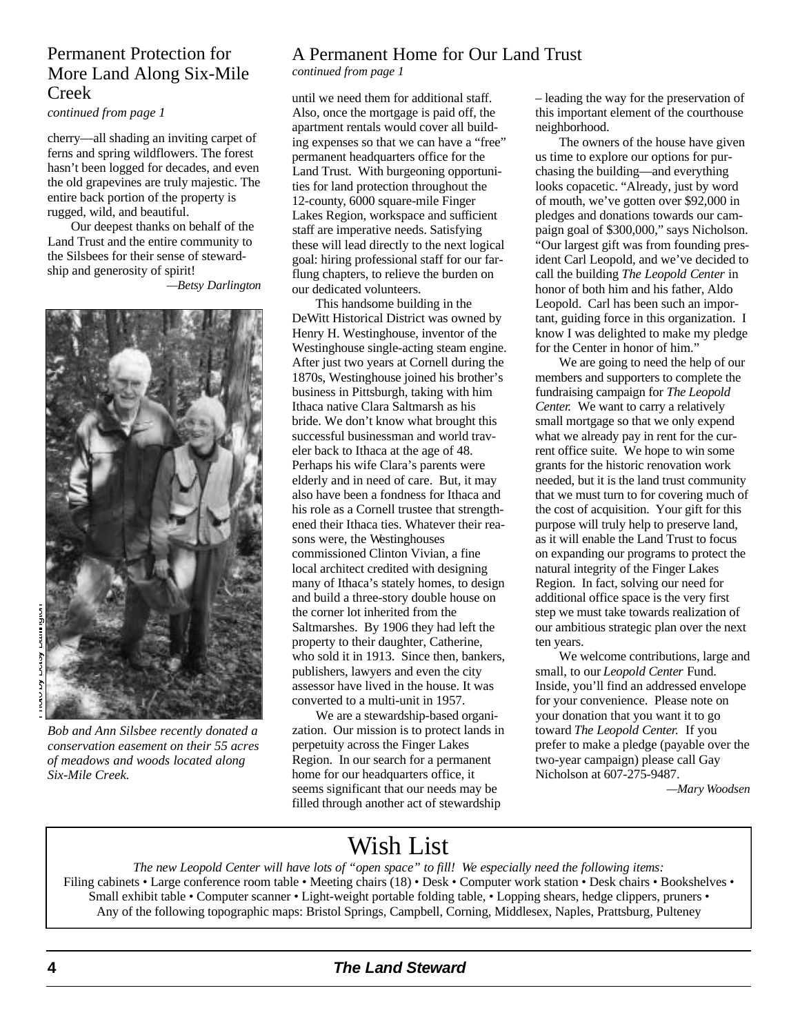## Permanent Protection for More Land Along Six-Mile Creek

*continued from page 1*

cherry—all shading an inviting carpet of ferns and spring wildflowers. The forest hasn't been logged for decades, and even the old grapevines are truly majestic. The entire back portion of the property is rugged, wild, and beautiful.

Our deepest thanks on behalf of the Land Trust and the entire community to the Silsbees for their sense of stewardship and generosity of spirit!

*—Betsy Darlington*

Photo by Betsy Darlington

*Bob and Ann Silsbee recently donated a conservation easement on their 55 acres of meadows and woods located along Six-Mile Creek.*

## A Permanent Home for Our Land Trust

*continued from page 1*

until we need them for additional staff. Also, once the mortgage is paid off, the apartment rentals would cover all building expenses so that we can have a "free" permanent headquarters office for the Land Trust. With burgeoning opportunities for land protection throughout the 12-county, 6000 square-mile Finger Lakes Region, workspace and sufficient staff are imperative needs. Satisfying these will lead directly to the next logical goal: hiring professional staff for our far-flung chapters, to relieve the burden on our dedicated volunteers.

This handsome building in the DeWitt Historical District was owned by Henry H. Westinghouse, inventor of the Westinghouse single-acting steam engine. After just two years at Cornell during the 1870s, Westinghouse joined his brother's business in Pittsburgh, taking with him Ithaca native Clara Saltmarsh as his bride. We don't know what brought this successful businessman and world traveler back to Ithaca at the age of 48. Perhaps his wife Clara's parents were elderly and in need of care. But, it may also have been a fondness for Ithaca and his role as a Cornell trustee that strengthened their Ithaca ties. Whatever their reasons were, the Westinghouses commissioned Clinton Vivian, a fine local architect credited with designing many of Ithaca's stately homes, to design and build a three-story double house on the corner lot inherited from the Saltmarshes. By 1906 they had left the property to their daughter, Catherine, who sold it in 1913. Since then, bankers, publishers, lawyers and even the city assessor have lived in the house. It was converted to a multi-unit in 1957.

We are a stewardship-based organization. Our mission is to protect lands in perpetuity across the Finger Lakes Region. In our search for a permanent home for our headquarters office, it seems significant that our needs may be filled through another act of stewardship – leading the way for the preservation of this important element of the courthouse neighborhood.

The owners of the house have given us time to explore our options for purchasing the building—and everything looks copacetic. "Already, just by word of mouth, we've gotten over $92,000 in pledges and donations towards our campaign goal of $300,000," says Nicholson. "Our largest gift was from founding president Carl Leopold, and we've decided to call the building *The Leopold Center* in honor of both him and his father, Aldo Leopold. Carl has been such an important, guiding force in this organization. I know I was delighted to make my pledge for the Center in honor of him."

We are going to need the help of our members and supporters to complete the fundraising campaign for *The Leopold Center.* We want to carry a relatively small mortgage so that we only expend what we already pay in rent for the current office suite. We hope to win some grants for the historic renovation work needed, but it is the land trust community that we must turn to for covering much of the cost of acquisition. Your gift for this purpose will truly help to preserve land, as it will enable the Land Trust to focus on expanding our programs to protect the natural integrity of the Finger Lakes Region. In fact, solving our need for additional office space is the very first step we must take towards realization of our ambitious strategic plan over the next ten years.

We welcome contributions, large and small, to our *Leopold Center* Fund. Inside, you'll find an addressed envelope for your convenience. Please note on your donation that you want it to go toward *The Leopold Center.* If you prefer to make a pledge (payable over the two-year campaign) please call Gay Nicholson at 607-275-9487.

*—Mary Woodsen*

## Wish List

*The new Leopold Center will have lots of "open space" to fill! We especially need the following items:*

Filing cabinets • Large conference room table • Meeting chairs (18) • Desk • Computer work station • Desk chairs • Bookshelves • Small exhibit table • Computer scanner • Light-weight portable folding table, • Lopping shears, hedge clippers, pruners • Any of the following topographic maps: Bristol Springs, Campbell, Corning, Middlesex, Naples, Prattsburg, Pulteney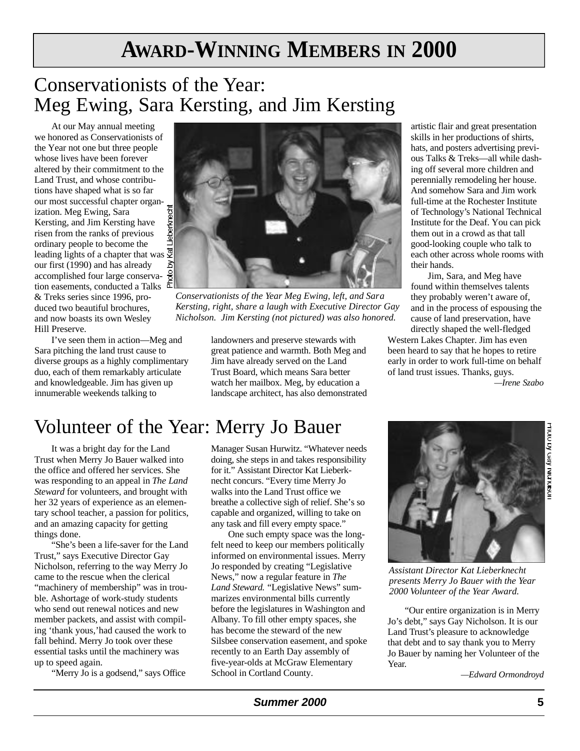# AWARD-WINNING MEMBERS IN 2000

## Conservationists of the Year: Meg Ewing, Sara Kersting, and Jim Kersting

At our May annual meeting we honored as Conservationists of the Year not one but three people whose lives have been forever altered by their commitment to the Land Trust, and whose contributions have shaped what is so far our most successful chapter organization. Meg Ewing, Sara Kersting, and Jim Kersting have risen from the ranks of previous ordinary people to become the leading lights of a chapter that was our first (1990) and has already accomplished four large conservation easements, conducted a Talks & Treks series since 1996, produced two beautiful brochures, and now boasts its own Wesley Hill Preserve.

Photo by Kat Lieberknecht

*Conservationists of the Year Meg Ewing, left, and Sara Kersting, right, share a laugh with Executive Director Gay Nicholson. Jim Kersting (not pictured) was also honored.*

I've seen them in action—Meg and Sara pitching the land trust cause to diverse groups as a highly complimentary duo, each of them remarkably articulate and knowledgeable. Jim has given up innumerable weekends talking to landowners and preserve stewards with great patience and warmth. Both Meg and Jim have already served on the Land Trust Board, which means Sara better watch her mailbox. Meg, by education a landscape architect, has also demonstrated artistic flair and great presentation skills in her productions of shirts, hats, and posters advertising previous Talks & Treks—all while dashing off several more children and perennially remodeling her house. And somehow Sara and Jim work full-time at the Rochester Institute of Technology's National Technical Institute for the Deaf. You can pick them out in a crowd as that tall good-looking couple who talk to each other across whole rooms with their hands.

Jim, Sara, and Meg have found within themselves talents they probably weren't aware of, and in the process of espousing the cause of land preservation, have directly shaped the well-fledged Western Lakes Chapter. Jim has even been heard to say that he hopes to retire early in order to work full-time on behalf of land trust issues. Thanks, guys.

*—Irene Szabo*

## Volunteer of the Year: Merry Jo Bauer

It was a bright day for the Land Trust when Merry Jo Bauer walked into the office and offered her services. She was responding to an appeal in *The Land Steward* for volunteers, and brought with her 32 years of experience as an elementary school teacher, a passion for politics, and an amazing capacity for getting things done.

"She's been a life-saver for the Land Trust," says Executive Director Gay Nicholson, referring to the way Merry Jo came to the rescue when the clerical "machinery of membership" was in trouble. Ashortage of work-study students who send out renewal notices and new member packets, and assist with compiling 'thank yous,'had caused the work to fall behind. Merry Jo took over these essential tasks until the machinery was up to speed again.

"Merry Jo is a godsend," says Office Manager Susan Hurwitz. "Whatever needs doing, she steps in and takes responsibility for it." Assistant Director Kat Lieberknecht concurs. "Every time Merry Jo walks into the Land Trust office we breathe a collective sigh of relief. She's so capable and organized, willing to take on any task and fill every empty space."

One such empty space was the long-felt need to keep our members politically informed on environmental issues. Merry Jo responded by creating "Legislative News," now a regular feature in *The Land Steward.* "Legislative News" summarizes environmental bills currently before the legislatures in Washington and Albany. To fill other empty spaces, she has become the steward of the new Silsbee conservation easement, and spoke recently to an Earth Day assembly of five-year-olds at McGraw Elementary School in Cortland County.

Photo by Gay Nicholson

*Assistant Director Kat Lieberknecht presents Merry Jo Bauer with the Year 2000 Volunteer of the Year Award.*

"Our entire organization is in Merry Jo's debt," says Gay Nicholson. It is our Land Trust's pleasure to acknowledge that debt and to say thank you to Merry Jo Bauer by naming her Volunteer of the Year.

*—Edward Ormondroyd*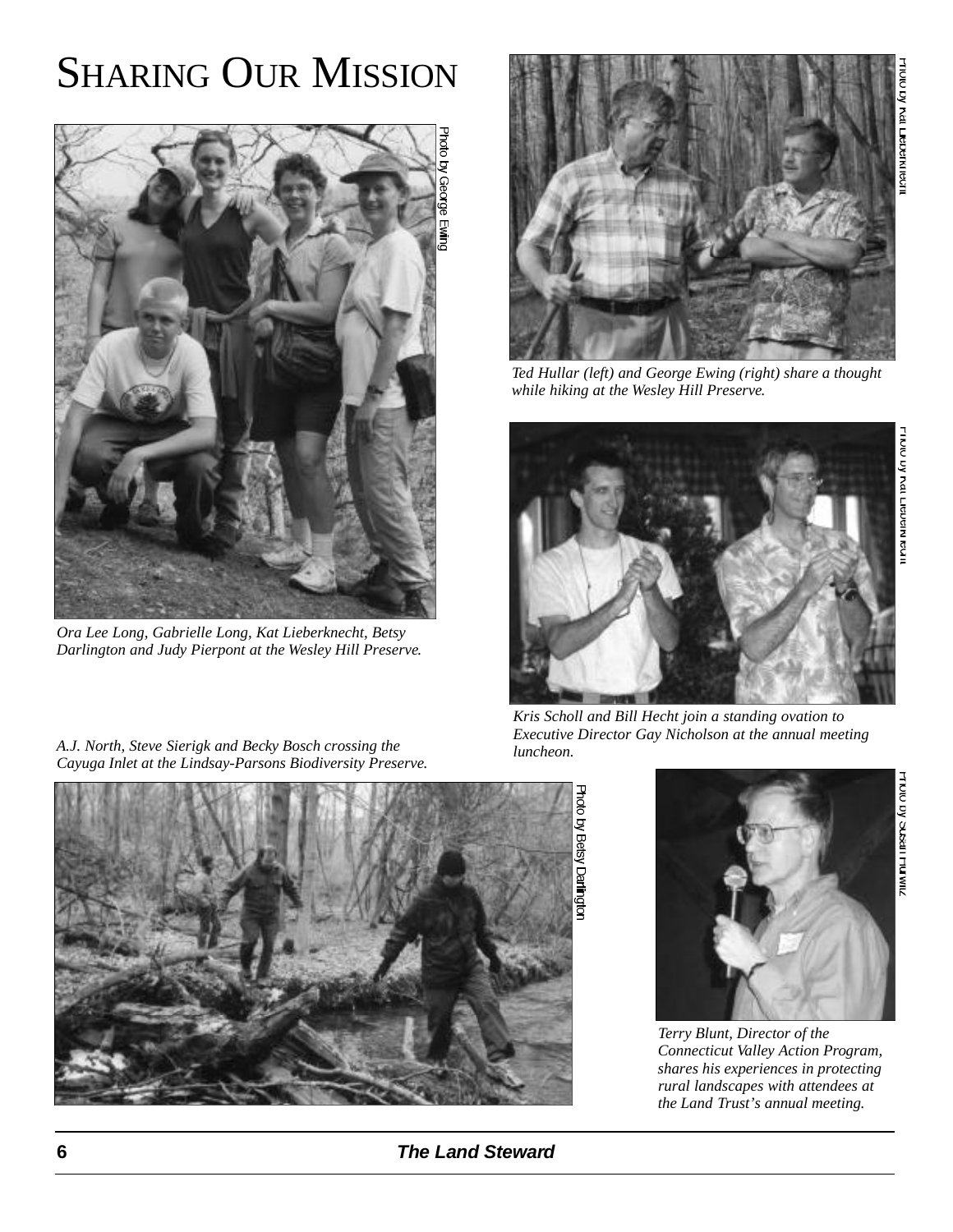# SHARING OUR MISSION

Photo by George Ewing

*Ora Lee Long, Gabrielle Long, Kat Lieberknecht, Betsy Darlington and Judy Pierpont at the Wesley Hill Preserve.*

Photo by Kat Lieberknecht

*Ted Hullar (left) and George Ewing (right) share a thought while hiking at the Wesley Hill Preserve.*

Photo by Kat Lieberknecht

*Kris Scholl and Bill Hecht join a standing ovation to Executive Director Gay Nicholson at the annual meeting luncheon.*

*A.J. North, Steve Sierigk and Becky Bosch crossing the Cayuga Inlet at the Lindsay-Parsons Biodiversity Preserve.*

Photo by Betsy Darlington

Photo by Susan Hurwitz

*Terry Blunt, Director of the Connecticut Valley Action Program, shares his experiences in protecting rural landscapes with attendees at the Land Trust's annual meeting.*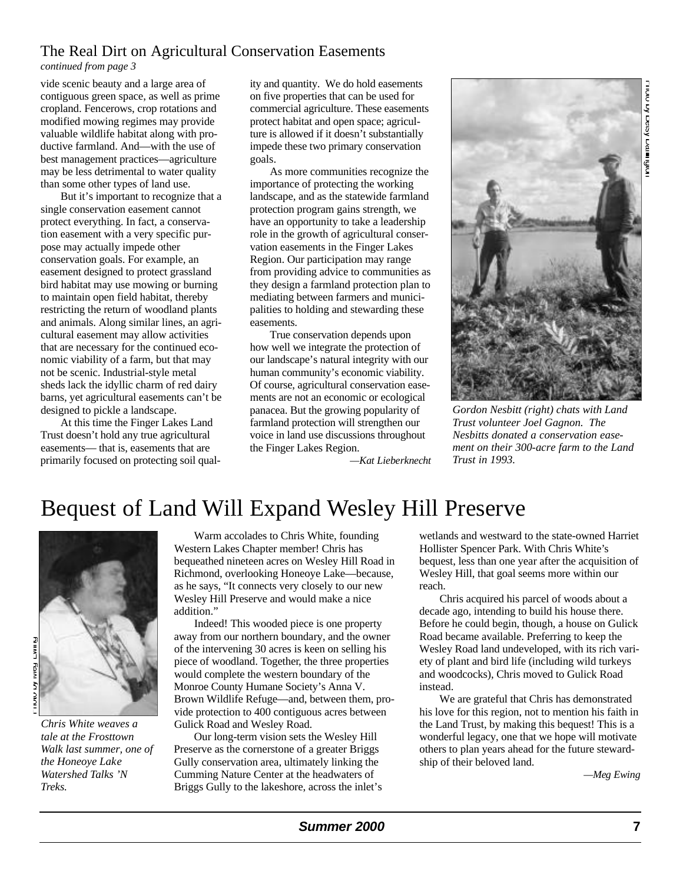## The Real Dirt on Agricultural Conservation Easements

*continued from page 3*

vide scenic beauty and a large area of contiguous green space, as well as prime cropland. Fencerows, crop rotations and modified mowing regimes may provide valuable wildlife habitat along with productive farmland. And—with the use of best management practices—agriculture may be less detrimental to water quality than some other types of land use.

But it's important to recognize that a single conservation easement cannot protect everything. In fact, a conservation easement with a very specific purpose may actually impede other conservation goals. For example, an easement designed to protect grassland bird habitat may use mowing or burning to maintain open field habitat, thereby restricting the return of woodland plants and animals. Along similar lines, an agricultural easement may allow activities that are necessary for the continued economic viability of a farm, but that may not be scenic. Industrial-style metal sheds lack the idyllic charm of red dairy barns, yet agricultural easements can't be designed to pickle a landscape.

At this time the Finger Lakes Land Trust doesn't hold any true agricultural easements— that is, easements that are primarily focused on protecting soil quality and quantity. We do hold easements on five properties that can be used for commercial agriculture. These easements protect habitat and open space; agriculture is allowed if it doesn't substantially impede these two primary conservation goals.

As more communities recognize the importance of protecting the working landscape, and as the statewide farmland protection program gains strength, we have an opportunity to take a leadership role in the growth of agricultural conservation easements in the Finger Lakes Region. Our participation may range from providing advice to communities as they design a farmland protection plan to mediating between farmers and municipalities to holding and stewarding these easements.

True conservation depends upon how well we integrate the protection of our landscape's natural integrity with our human community's economic viability. Of course, agricultural conservation easements are not an economic or ecological panacea. But the growing popularity of farmland protection will strengthen our voice in land use discussions throughout the Finger Lakes Region.

*—Kat Lieberknecht*

Photo by Betsy Darlington

*Gordon Nesbitt (right) chats with Land Trust volunteer Joel Gagnon. The Nesbitts donated a conservation easement on their 300-acre farm to the Land Trust in 1993.*

# Bequest of Land Will Expand Wesley Hill Preserve

Photo by Rick Ewing

*Chris White weaves a tale at the Frosttown Walk last summer, one of the Honeoye Lake Watershed Talks 'N Treks.*

Warm accolades to Chris White, founding Western Lakes Chapter member! Chris has bequeathed nineteen acres on Wesley Hill Road in Richmond, overlooking Honeoye Lake—because, as he says, "It connects very closely to our new Wesley Hill Preserve and would make a nice addition."

Indeed! This wooded piece is one property away from our northern boundary, and the owner of the intervening 30 acres is keen on selling his piece of woodland. Together, the three properties would complete the western boundary of the Monroe County Humane Society's Anna V. Brown Wildlife Refuge—and, between them, provide protection to 400 contiguous acres between Gulick Road and Wesley Road.

Our long-term vision sets the Wesley Hill Preserve as the cornerstone of a greater Briggs Gully conservation area, ultimately linking the Cumming Nature Center at the headwaters of Briggs Gully to the lakeshore, across the inlet's wetlands and westward to the state-owned Harriet Hollister Spencer Park. With Chris White's bequest, less than one year after the acquisition of Wesley Hill, that goal seems more within our reach.

Chris acquired his parcel of woods about a decade ago, intending to build his house there. Before he could begin, though, a house on Gulick Road became available. Preferring to keep the Wesley Road land undeveloped, with its rich variety of plant and bird life (including wild turkeys and woodcocks), Chris moved to Gulick Road instead.

We are grateful that Chris has demonstrated his love for this region, not to mention his faith in the Land Trust, by making this bequest! This is a wonderful legacy, one that we hope will motivate others to plan years ahead for the future stewardship of their beloved land.

*—Meg Ewing*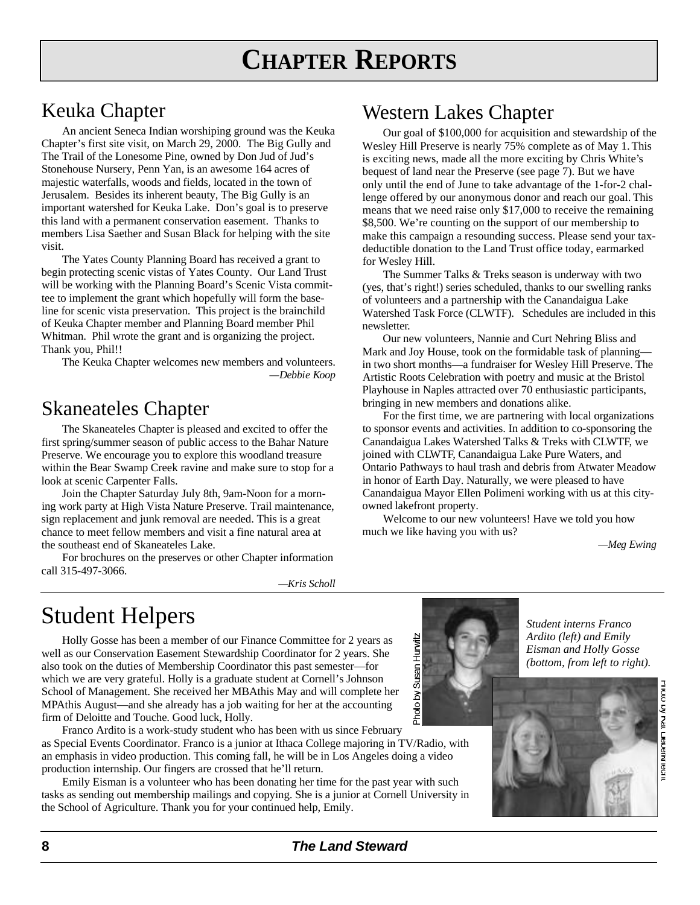# CHAPTER REPORTS

## Keuka Chapter

An ancient Seneca Indian worshiping ground was the Keuka Chapter's first site visit, on March 29, 2000. The Big Gully and The Trail of the Lonesome Pine, owned by Don Jud of Jud's Stonehouse Nursery, Penn Yan, is an awesome 164 acres of majestic waterfalls, woods and fields, located in the town of Jerusalem. Besides its inherent beauty, The Big Gully is an important watershed for Keuka Lake. Don's goal is to preserve this land with a permanent conservation easement. Thanks to members Lisa Saether and Susan Black for helping with the site visit.

The Yates County Planning Board has received a grant to begin protecting scenic vistas of Yates County. Our Land Trust will be working with the Planning Board's Scenic Vista committee to implement the grant which hopefully will form the baseline for scenic vista preservation. This project is the brainchild of Keuka Chapter member and Planning Board member Phil Whitman. Phil wrote the grant and is organizing the project. Thank you, Phil!!

The Keuka Chapter welcomes new members and volunteers.

*—Debbie Koop*

## Skaneateles Chapter

The Skaneateles Chapter is pleased and excited to offer the first spring/summer season of public access to the Bahar Nature Preserve. We encourage you to explore this woodland treasure within the Bear Swamp Creek ravine and make sure to stop for a look at scenic Carpenter Falls.

Join the Chapter Saturday July 8th, 9am-Noon for a morning work party at High Vista Nature Preserve. Trail maintenance, sign replacement and junk removal are needed. This is a great chance to meet fellow members and visit a fine natural area at the southeast end of Skaneateles Lake.

For brochures on the preserves or other Chapter information call 315-497-3066.

*—Kris Scholl*

## Western Lakes Chapter

Our goal of $100,000 for acquisition and stewardship of the Wesley Hill Preserve is nearly 75% complete as of May 1. This is exciting news, made all the more exciting by Chris White's bequest of land near the Preserve (see page 7). But we have only until the end of June to take advantage of the 1-for-2 challenge offered by our anonymous donor and reach our goal. This means that we need raise only $17,000 to receive the remaining $8,500. We're counting on the support of our membership to make this campaign a resounding success. Please send your tax-deductible donation to the Land Trust office today, earmarked for Wesley Hill.

The Summer Talks & Treks season is underway with two (yes, that's right!) series scheduled, thanks to our swelling ranks of volunteers and a partnership with the Canandaigua Lake Watershed Task Force (CLWTF). Schedules are included in this newsletter.

Our new volunteers, Nannie and Curt Nehring Bliss and Mark and Joy House, took on the formidable task of planning—in two short months—a fundraiser for Wesley Hill Preserve. The Artistic Roots Celebration with poetry and music at the Bristol Playhouse in Naples attracted over 70 enthusiastic participants, bringing in new members and donations alike.

For the first time, we are partnering with local organizations to sponsor events and activities. In addition to co-sponsoring the Canandaigua Lakes Watershed Talks & Treks with CLWTF, we joined with CLWTF, Canandaigua Lake Pure Waters, and Ontario Pathways to haul trash and debris from Atwater Meadow in honor of Earth Day. Naturally, we were pleased to have Canandaigua Mayor Ellen Polimeni working with us at this city-owned lakefront property.

Welcome to our new volunteers! Have we told you how much we like having you with us?

*—Meg Ewing*

# Student Helpers

Holly Gosse has been a member of our Finance Committee for 2 years as well as our Conservation Easement Stewardship Coordinator for 2 years. She also took on the duties of Membership Coordinator this past semester—for which we are very grateful. Holly is a graduate student at Cornell's Johnson School of Management. She received her MBAthis May and will complete her MPAthis August—and she already has a job waiting for her at the accounting firm of Deloitte and Touche. Good luck, Holly.

Franco Ardito is a work-study student who has been with us since February as Special Events Coordinator. Franco is a junior at Ithaca College majoring in TV/Radio, with an emphasis in video production. This coming fall, he will be in Los Angeles doing a video production internship. Our fingers are crossed that he'll return.

Emily Eisman is a volunteer who has been donating her time for the past year with such tasks as sending out membership mailings and copying. She is a junior at Cornell University in the School of Agriculture. Thank you for your continued help, Emily.

Photo by Susan Hurwitz

Photo by Kat Lieberknecht

*Student interns Franco Ardito (left) and Emily Eisman and Holly Gosse (bottom, from left to right).*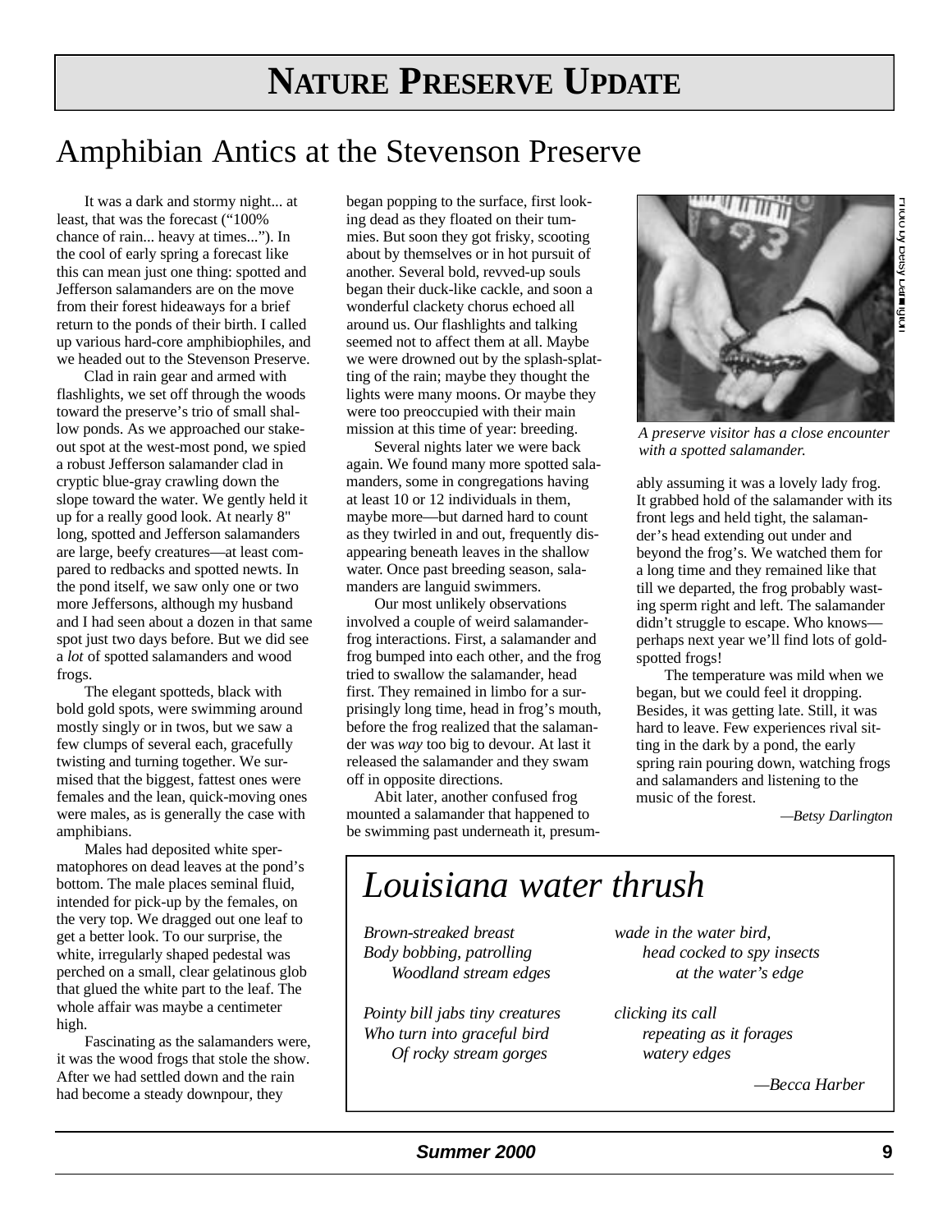# Nature Preserve Update

## Amphibian Antics at the Stevenson Preserve

It was a dark and stormy night... at least, that was the forecast ("100% chance of rain... heavy at times..."). In the cool of early spring a forecast like this can mean just one thing: spotted and Jefferson salamanders are on the move from their forest hideaways for a brief return to the ponds of their birth. I called up various hard-core amphibiophiles, and we headed out to the Stevenson Preserve.

Clad in rain gear and armed with flashlights, we set off through the woods toward the preserve's trio of small shallow ponds. As we approached our stakeout spot at the west-most pond, we spied a robust Jefferson salamander clad in cryptic blue-gray crawling down the slope toward the water. We gently held it up for a really good look. At nearly 8" long, spotted and Jefferson salamanders are large, beefy creatures—at least compared to redbacks and spotted newts. In the pond itself, we saw only one or two more Jeffersons, although my husband and I had seen about a dozen in that same spot just two days before. But we did see a *lot* of spotted salamanders and wood frogs.

The elegant spotteds, black with bold gold spots, were swimming around mostly singly or in twos, but we saw a few clumps of several each, gracefully twisting and turning together. We surmised that the biggest, fattest ones were females and the lean, quick-moving ones were males, as is generally the case with amphibians.

Males had deposited white spermatophores on dead leaves at the pond's bottom. The male places seminal fluid, intended for pick-up by the females, on the very top. We dragged out one leaf to get a better look. To our surprise, the white, irregularly shaped pedestal was perched on a small, clear gelatinous glob that glued the white part to the leaf. The whole affair was maybe a centimeter high.

Fascinating as the salamanders were, it was the wood frogs that stole the show. After we had settled down and the rain had become a steady downpour, they began popping to the surface, first looking dead as they floated on their tummies. But soon they got frisky, scooting about by themselves or in hot pursuit of another. Several bold, revved-up souls began their duck-like cackle, and soon a wonderful clackety chorus echoed all around us. Our flashlights and talking seemed not to affect them at all. Maybe we were drowned out by the splash-splatting of the rain; maybe they thought the lights were many moons. Or maybe they were too preoccupied with their main mission at this time of year: breeding.

Several nights later we were back again. We found many more spotted salamanders, some in congregations having at least 10 or 12 individuals in them, maybe more—but darned hard to count as they twirled in and out, frequently disappearing beneath leaves in the shallow water. Once past breeding season, salamanders are languid swimmers.

Our most unlikely observations involved a couple of weird salamander-frog interactions. First, a salamander and frog bumped into each other, and the frog tried to swallow the salamander, head first. They remained in limbo for a surprisingly long time, head in frog's mouth, before the frog realized that the salamander was *way* too big to devour. At last it released the salamander and they swam off in opposite directions.

Abit later, another confused frog mounted a salamander that happened to be swimming past underneath it, presumably assuming it was a lovely lady frog. It grabbed hold of the salamander with its front legs and held tight, the salamander's head extending out under and beyond the frog's. We watched them for a long time and they remained like that till we departed, the frog probably wasting sperm right and left. The salamander didn't struggle to escape. Who knows—perhaps next year we'll find lots of gold-spotted frogs!

The temperature was mild when we began, but we could feel it dropping. Besides, it was getting late. Still, it was hard to leave. Few experiences rival sitting in the dark by a pond, the early spring rain pouring down, watching frogs and salamanders and listening to the music of the forest.

*—Betsy Darlington*

Photo by Betsy Darlington

*A preserve visitor has a close encounter with a spotted salamander.*

## *Louisiana water thrush*

*Brown-streaked breast*
*Body bobbing, patrolling*
*Woodland stream edges*

*Pointy bill jabs tiny creatures*
*Who turn into graceful bird*
*Of rocky stream gorges*

*wade in the water bird,*
*head cocked to spy insects*
*at the water's edge*

*clicking its call*
*repeating as it forages*
*watery edges*

*—Becca Harber*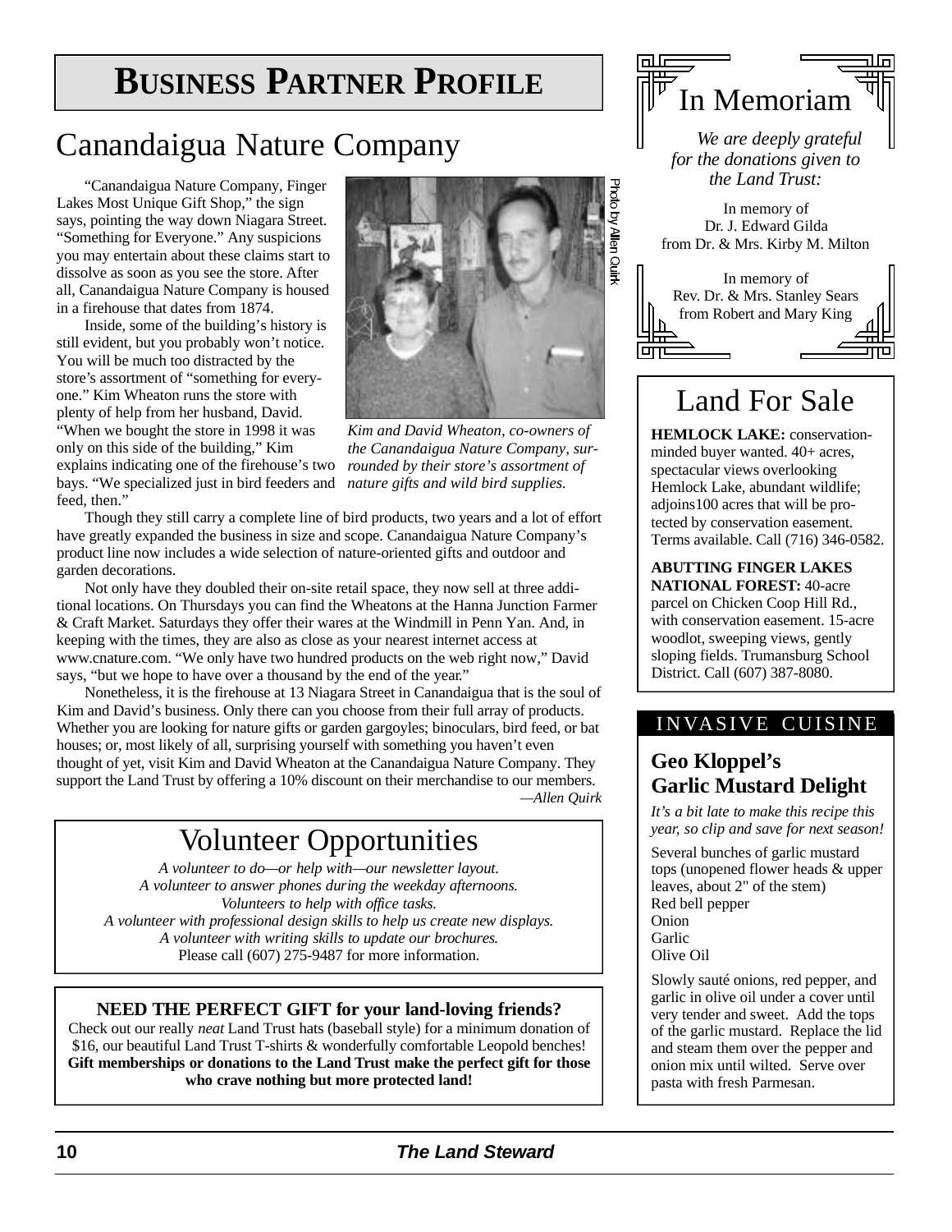# BUSINESS PARTNER PROFILE

## Canandaigua Nature Company

"Canandaigua Nature Company, Finger Lakes Most Unique Gift Shop," the sign says, pointing the way down Niagara Street. "Something for Everyone." Any suspicions you may entertain about these claims start to dissolve as soon as you see the store. After all, Canandaigua Nature Company is housed in a firehouse that dates from 1874.

Inside, some of the building's history is still evident, but you probably won't notice. You will be much too distracted by the store's assortment of "something for everyone." Kim Wheaton runs the store with plenty of help from her husband, David. "When we bought the store in 1998 it was only on this side of the building," Kim explains indicating one of the firehouse's two bays. "We specialized just in bird feeders and feed, then."

Photo by Allen Quirk

*Kim and David Wheaton, co-owners of the Canandaigua Nature Company, surrounded by their store's assortment of nature gifts and wild bird supplies.*

Though they still carry a complete line of bird products, two years and a lot of effort have greatly expanded the business in size and scope. Canandaigua Nature Company's product line now includes a wide selection of nature-oriented gifts and outdoor and garden decorations.

Not only have they doubled their on-site retail space, they now sell at three additional locations. On Thursdays you can find the Wheatons at the Hanna Junction Farmer & Craft Market. Saturdays they offer their wares at the Windmill in Penn Yan. And, in keeping with the times, they are also as close as your nearest internet access at www.cnature.com. "We only have two hundred products on the web right now," David says, "but we hope to have over a thousand by the end of the year."

Nonetheless, it is the firehouse at 13 Niagara Street in Canandaigua that is the soul of Kim and David's business. Only there can you choose from their full array of products. Whether you are looking for nature gifts or garden gargoyles; binoculars, bird feed, or bat houses; or, most likely of all, surprising yourself with something you haven't even thought of yet, visit Kim and David Wheaton at the Canandaigua Nature Company. They support the Land Trust by offering a 10% discount on their merchandise to our members.

*—Allen Quirk*

## Volunteer Opportunities

*A volunteer to do—or help with—our newsletter layout.*
*A volunteer to answer phones during the weekday afternoons.*
*Volunteers to help with office tasks.*
*A volunteer with professional design skills to help us create new displays.*
*A volunteer with writing skills to update our brochures.*
Please call (607) 275-9487 for more information.

**NEED THE PERFECT GIFT for your land-loving friends?**
Check out our really *neat* Land Trust hats (baseball style) for a minimum donation of $16, our beautiful Land Trust T-shirts & wonderfully comfortable Leopold benches! **Gift memberships or donations to the Land Trust make the perfect gift for those who crave nothing but more protected land!**

## In Memoriam

*We are deeply grateful for the donations given to the Land Trust:*

In memory of
Dr. J. Edward Gilda
from Dr. & Mrs. Kirby M. Milton

In memory of
Rev. Dr. & Mrs. Stanley Sears
from Robert and Mary King

## Land For Sale

**HEMLOCK LAKE:** conservation-minded buyer wanted. 40+ acres, spectacular views overlooking Hemlock Lake, abundant wildlife; adjoins100 acres that will be protected by conservation easement. Terms available. Call (716) 346-0582.

**ABUTTING FINGER LAKES NATIONAL FOREST:** 40-acre parcel on Chicken Coop Hill Rd., with conservation easement. 15-acre woodlot, sweeping views, gently sloping fields. Trumansburg School District. Call (607) 387-8080.

## INVASIVE CUISINE

### Geo Kloppel's Garlic Mustard Delight

*It's a bit late to make this recipe this year, so clip and save for next season!*

Several bunches of garlic mustard tops (unopened flower heads & upper leaves, about 2" of the stem)
Red bell pepper
Onion
Garlic
Olive Oil

Slowly sauté onions, red pepper, and garlic in olive oil under a cover until very tender and sweet. Add the tops of the garlic mustard. Replace the lid and steam them over the pepper and onion mix until wilted. Serve over pasta with fresh Parmesan.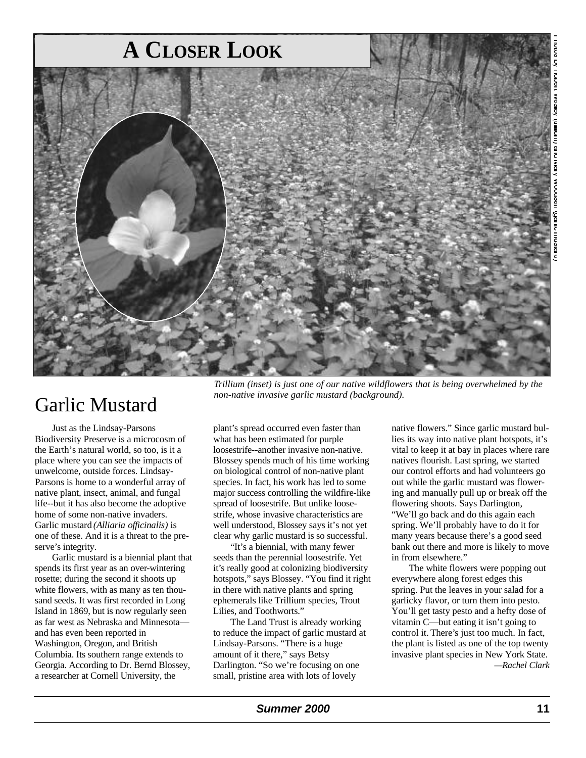# A Closer Look

*Trillium (inset) is just one of our native wildflowers that is being overwhelmed by the non-native invasive garlic mustard (background).*

Photos by Robert Wesley (trillium) and Mary Woodsen (garlic mustard)

## Garlic Mustard

Just as the Lindsay-Parsons Biodiversity Preserve is a microcosm of the Earth's natural world, so too, is it a place where you can see the impacts of unwelcome, outside forces. Lindsay-Parsons is home to a wonderful array of native plant, insect, animal, and fungal life--but it has also become the adoptive home of some non-native invaders. Garlic mustard *(Alliaria officinalis)* is one of these. And it is a threat to the preserve's integrity.

Garlic mustard is a biennial plant that spends its first year as an over-wintering rosette; during the second it shoots up white flowers, with as many as ten thousand seeds. It was first recorded in Long Island in 1869, but is now regularly seen as far west as Nebraska and Minnesota—and has even been reported in Washington, Oregon, and British Columbia. Its southern range extends to Georgia. According to Dr. Bernd Blossey, a researcher at Cornell University, the plant's spread occurred even faster than what has been estimated for purple loosestrife--another invasive non-native. Blossey spends much of his time working on biological control of non-native plant species. In fact, his work has led to some major success controlling the wildfire-like spread of loosestrife. But unlike loosestrife, whose invasive characteristics are well understood, Blossey says it's not yet clear why garlic mustard is so successful.

"It's a biennial, with many fewer seeds than the perennial loosestrife. Yet it's really good at colonizing biodiversity hotspots," says Blossey. "You find it right in there with native plants and spring ephemerals like Trillium species, Trout Lilies, and Toothworts."

The Land Trust is already working to reduce the impact of garlic mustard at Lindsay-Parsons. "There is a huge amount of it there," says Betsy Darlington. "So we're focusing on one small, pristine area with lots of lovely native flowers." Since garlic mustard bullies its way into native plant hotspots, it's vital to keep it at bay in places where rare natives flourish. Last spring, we started our control efforts and had volunteers go out while the garlic mustard was flowering and manually pull up or break off the flowering shoots. Says Darlington, "We'll go back and do this again each spring. We'll probably have to do it for many years because there's a good seed bank out there and more is likely to move in from elsewhere."

The white flowers were popping out everywhere along forest edges this spring. Put the leaves in your salad for a garlicky flavor, or turn them into pesto. You'll get tasty pesto and a hefty dose of vitamin C—but eating it isn't going to control it. There's just too much. In fact, the plant is listed as one of the top twenty invasive plant species in New York State.

*—Rachel Clark*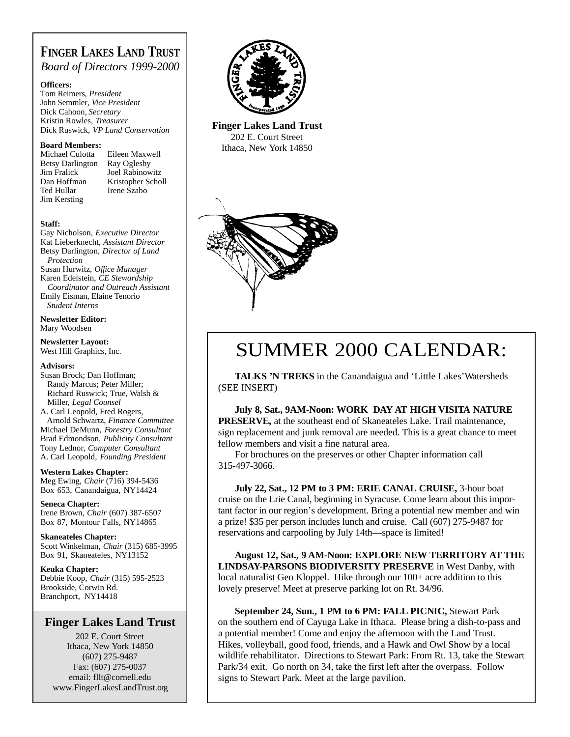# FINGER LAKES LAND TRUST

*Board of Directors 1999-2000*

**Officers:**
Tom Reimers, *President*
John Semmler, *Vice President*
Dick Cahoon, *Secretary*
Kristin Rowles, *Treasurer*
Dick Ruswick, *VP Land Conservation*

**Board Members:**
Michael Culotta
Betsy Darlington
Jim Fralick
Dan Hoffman
Ted Hullar
Jim Kersting
Eileen Maxwell
Ray Oglesby
Joel Rabinowitz
Kristopher Scholl
Irene Szabo

**Staff:**
Gay Nicholson, *Executive Director*
Kat Lieberknecht, *Assistant Director*
Betsy Darlington, *Director of Land Protection*
Susan Hurwitz, *Office Manager*
Karen Edelstein, *CE Stewardship Coordinator and Outreach Assistant*
Emily Eisman, Elaine Tenorio *Student Interns*

**Newsletter Editor:**
Mary Woodsen

**Newsletter Layout:**
West Hill Graphics, Inc.

**Advisors:**
Susan Brock; Dan Hoffman; Randy Marcus; Peter Miller; Richard Ruswick; True, Walsh & Miller, *Legal Counsel*
A. Carl Leopold, Fred Rogers, Arnold Schwartz, *Finance Committee*
Michael DeMunn, *Forestry Consultant*
Brad Edmondson, *Publicity Consultant*
Tony Lednor, *Computer Consultant*
A. Carl Leopold, *Founding President*

**Western Lakes Chapter:**
Meg Ewing, *Chair* (716) 394-5436
Box 653, Canandaigua, NY14424

**Seneca Chapter:**
Irene Brown, *Chair* (607) 387-6507
Box 87, Montour Falls, NY14865

**Skaneateles Chapter:**
Scott Winkelman, *Chair* (315) 685-3995
Box 91, Skaneateles, NY13152

**Keuka Chapter:**
Debbie Koop, *Chair* (315) 595-2523
Brookside, Corwin Rd.
Branchport, NY14418

**Finger Lakes Land Trust**
202 E. Court Street
Ithaca, New York 14850
(607) 275-9487
Fax: (607) 275-0037
email: fllt@cornell.edu
www.FingerLakesLandTrust.org

**Finger Lakes Land Trust**
202 E. Court Street
Ithaca, New York 14850

# SUMMER 2000 CALENDAR:

**TALKS 'N TREKS** in the Canandaigua and 'Little Lakes' Watersheds (SEE INSERT)

**July 8, Sat., 9AM-Noon: WORK DAY AT HIGH VISITA NATURE PRESERVE,** at the southeast end of Skaneateles Lake. Trail maintenance, sign replacement and junk removal are needed. This is a great chance to meet fellow members and visit a fine natural area.

For brochures on the preserves or other Chapter information call 315-497-3066.

**July 22, Sat., 12 PM to 3 PM: ERIE CANAL CRUISE,** 3-hour boat cruise on the Erie Canal, beginning in Syracuse. Come learn about this important factor in our region's development. Bring a potential new member and win a prize! $35 per person includes lunch and cruise. Call (607) 275-9487 for reservations and carpooling by July 14th—space is limited!

**August 12, Sat., 9 AM-Noon: EXPLORE NEW TERRITORY AT THE LINDSAY-PARSONS BIODIVERSITY PRESERVE** in West Danby, with local naturalist Geo Kloppel. Hike through our 100+ acre addition to this lovely preserve! Meet at preserve parking lot on Rt. 34/96.

**September 24, Sun., 1 PM to 6 PM: FALL PICNIC,** Stewart Park on the southern end of Cayuga Lake in Ithaca. Please bring a dish-to-pass and a potential member! Come and enjoy the afternoon with the Land Trust. Hikes, volleyball, good food, friends, and a Hawk and Owl Show by a local wildlife rehabilitator. Directions to Stewart Park: From Rt. 13, take the Stewart Park/34 exit. Go north on 34, take the first left after the overpass. Follow signs to Stewart Park. Meet at the large pavilion.